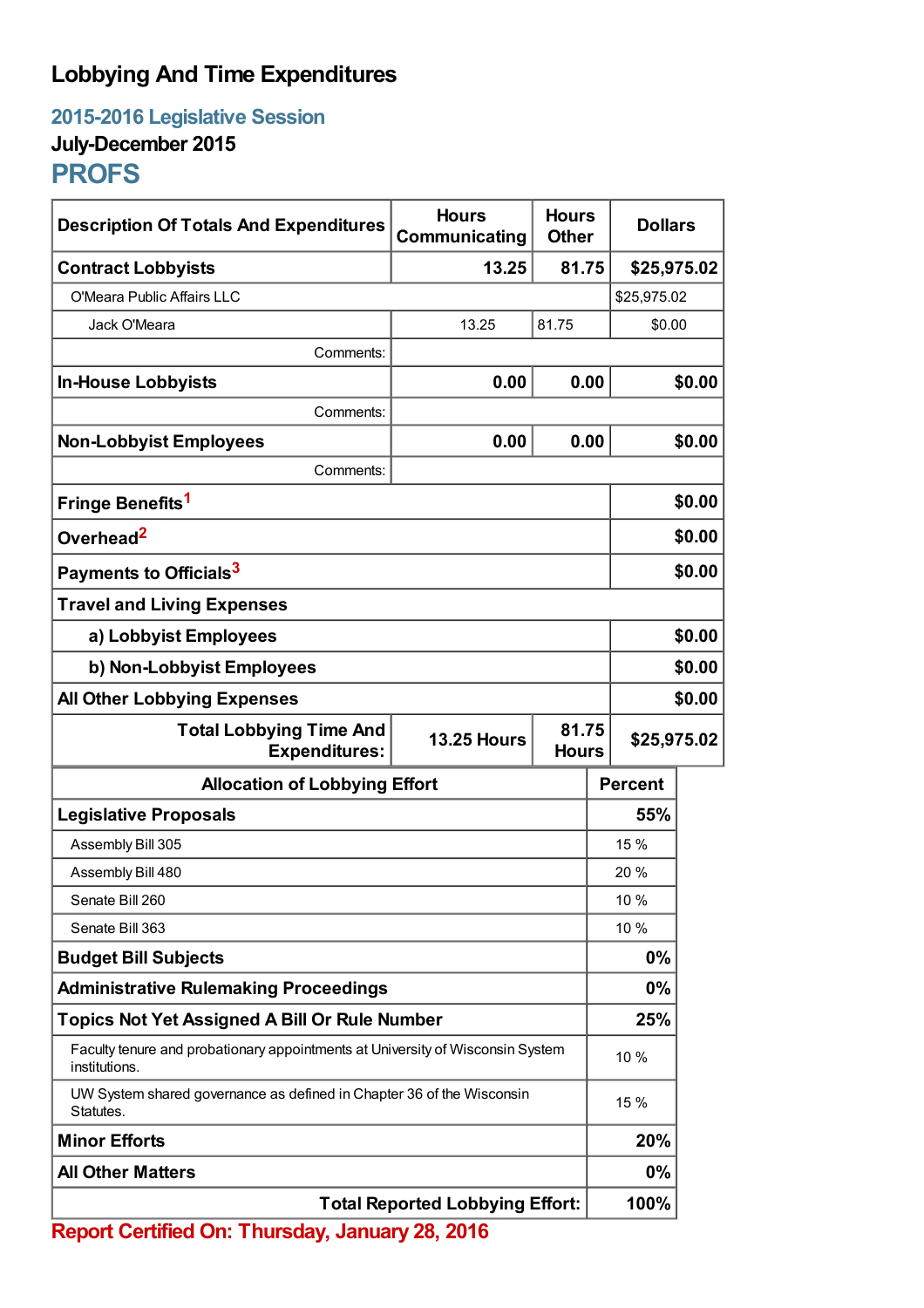# Lobbying And Time Expenditures

## 2015-2016 Legislative Session

### July-December 2015

## PROFS

| Description Of Totals And Expenditures | Hours Communicating | Hours Other | Dollars |
|---|---|---|---|
| **Contract Lobbyists** | **13.25** | **81.75** | **$25,975.02** |
| O'Meara Public Affairs LLC | | | $25,975.02 |
| Jack O'Meara | 13.25 | 81.75 | $0.00 |
| Comments: | | | |
| **In-House Lobbyists** | **0.00** | **0.00** | **$0.00** |
| Comments: | | | |
| **Non-Lobbyist Employees** | **0.00** | **0.00** | **$0.00** |
| Comments: | | | |
| **Fringe Benefits**[1] | | | **$0.00** |
| **Overhead**[2] | | | **$0.00** |
| **Payments to Officials**[3] | | | **$0.00** |
| **Travel and Living Expenses** | | | |
| **a) Lobbyist Employees** | | | **$0.00** |
| **b) Non-Lobbyist Employees** | | | **$0.00** |
| **All Other Lobbying Expenses** | | | **$0.00** |
| **Total Lobbying Time And Expenditures:** | **13.25 Hours** | **81.75 Hours** | **$25,975.02** |

| Allocation of Lobbying Effort | Percent |
|---|---|
| **Legislative Proposals** | **55%** |
| Assembly Bill 305 | 15 % |
| Assembly Bill 480 | 20 % |
| Senate Bill 260 | 10 % |
| Senate Bill 363 | 10 % |
| **Budget Bill Subjects** | **0%** |
| **Administrative Rulemaking Proceedings** | **0%** |
| **Topics Not Yet Assigned A Bill Or Rule Number** | **25%** |
| Faculty tenure and probationary appointments at University of Wisconsin System institutions. | 10 % |
| UW System shared governance as defined in Chapter 36 of the Wisconsin Statutes. | 15 % |
| **Minor Efforts** | **20%** |
| **All Other Matters** | **0%** |
| **Total Reported Lobbying Effort:** | **100%** |

**Report Certified On: Thursday, January 28, 2016**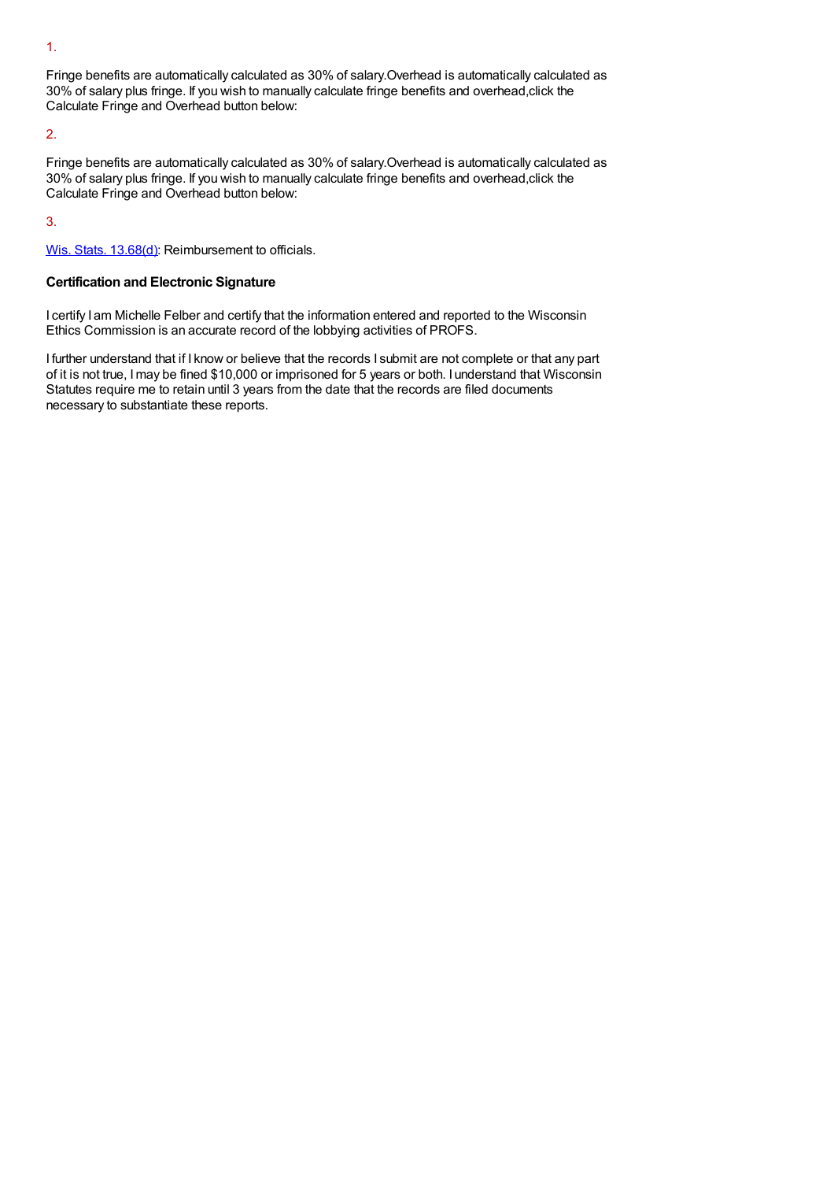1.

Fringe benefits are automatically calculated as 30% of salary.Overhead is automatically calculated as 30% of salary plus fringe. If you wish to manually calculate fringe benefits and overhead,click the Calculate Fringe and Overhead button below:

2.

Fringe benefits are automatically calculated as 30% of salary.Overhead is automatically calculated as 30% of salary plus fringe. If you wish to manually calculate fringe benefits and overhead,click the Calculate Fringe and Overhead button below:

3.

Wis. Stats. 13.68(d): Reimbursement to officials.

**Certification and Electronic Signature**

I certify I am Michelle Felber and certify that the information entered and reported to the Wisconsin Ethics Commission is an accurate record of the lobbying activities of PROFS.

I further understand that if I know or believe that the records I submit are not complete or that any part of it is not true, I may be fined $10,000 or imprisoned for 5 years or both. I understand that Wisconsin Statutes require me to retain until 3 years from the date that the records are filed documents necessary to substantiate these reports.